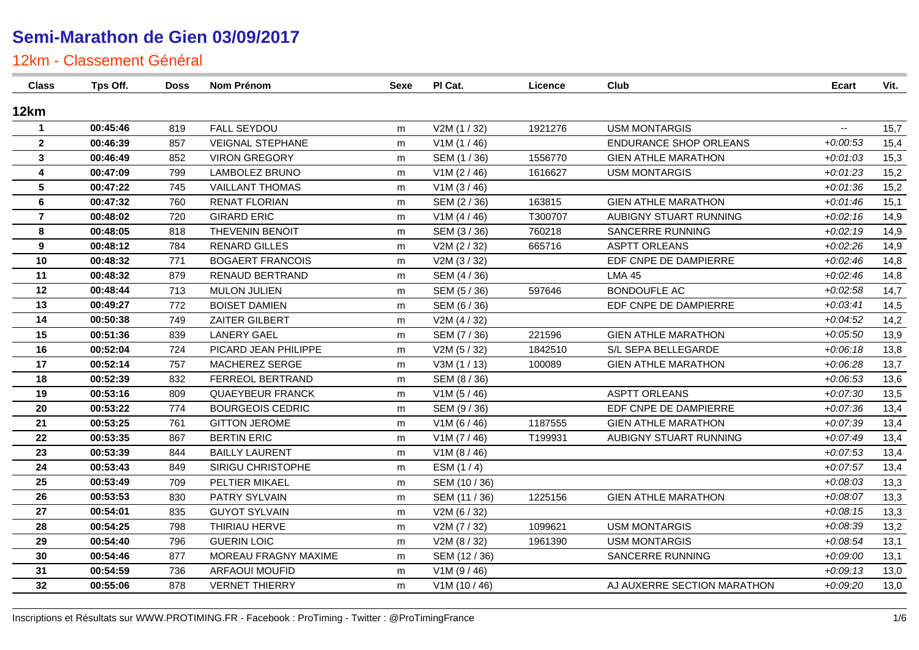# Semi-Marathon de Gien 03/09/2017

## 12km - Classement Général

| Class | Tps Off. | Doss | Nom Prénom | Sexe | Pl Cat. | Licence | Club | Ecart | Vit. |
|---|---|---|---|---|---|---|---|---|---|
| **12km** | | | | | | | | | |
| **1** | **00:45:46** | 819 | FALL SEYDOU | m | V2M (1 / 32) | 1921276 | USM MONTARGIS | -- | 15,7 |
| **2** | **00:46:39** | 857 | VEIGNAL STEPHANE | m | V1M (1 / 46) | | ENDURANCE SHOP ORLEANS | *+0:00:53* | 15,4 |
| **3** | **00:46:49** | 852 | VIRON GREGORY | m | SEM (1 / 36) | 1556770 | GIEN ATHLE MARATHON | *+0:01:03* | 15,3 |
| **4** | **00:47:09** | 799 | LAMBOLEZ BRUNO | m | V1M (2 / 46) | 1616627 | USM MONTARGIS | *+0:01:23* | 15,2 |
| **5** | **00:47:22** | 745 | VAILLANT THOMAS | m | V1M (3 / 46) | | | *+0:01:36* | 15,2 |
| **6** | **00:47:32** | 760 | RENAT FLORIAN | m | SEM (2 / 36) | 163815 | GIEN ATHLE MARATHON | *+0:01:46* | 15,1 |
| **7** | **00:48:02** | 720 | GIRARD ERIC | m | V1M (4 / 46) | T300707 | AUBIGNY STUART RUNNING | *+0:02:16* | 14,9 |
| **8** | **00:48:05** | 818 | THEVENIN BENOIT | m | SEM (3 / 36) | 760218 | SANCERRE RUNNING | *+0:02:19* | 14,9 |
| **9** | **00:48:12** | 784 | RENARD GILLES | m | V2M (2 / 32) | 665716 | ASPTT ORLEANS | *+0:02:26* | 14,9 |
| **10** | **00:48:32** | 771 | BOGAERT FRANCOIS | m | V2M (3 / 32) | | EDF CNPE DE DAMPIERRE | *+0:02:46* | 14,8 |
| **11** | **00:48:32** | 879 | RENAUD BERTRAND | m | SEM (4 / 36) | | LMA 45 | *+0:02:46* | 14,8 |
| **12** | **00:48:44** | 713 | MULON JULIEN | m | SEM (5 / 36) | 597646 | BONDOUFLE AC | *+0:02:58* | 14,7 |
| **13** | **00:49:27** | 772 | BOISET DAMIEN | m | SEM (6 / 36) | | EDF CNPE DE DAMPIERRE | *+0:03:41* | 14,5 |
| **14** | **00:50:38** | 749 | ZAITER GILBERT | m | V2M (4 / 32) | | | *+0:04:52* | 14,2 |
| **15** | **00:51:36** | 839 | LANERY GAEL | m | SEM (7 / 36) | 221596 | GIEN ATHLE MARATHON | *+0:05:50* | 13,9 |
| **16** | **00:52:04** | 724 | PICARD JEAN PHILIPPE | m | V2M (5 / 32) | 1842510 | S/L SEPA BELLEGARDE | *+0:06:18* | 13,8 |
| **17** | **00:52:14** | 757 | MACHEREZ SERGE | m | V3M (1 / 13) | 100089 | GIEN ATHLE MARATHON | *+0:06:28* | 13,7 |
| **18** | **00:52:39** | 832 | FERREOL BERTRAND | m | SEM (8 / 36) | | | *+0:06:53* | 13,6 |
| **19** | **00:53:16** | 809 | QUAEYBEUR FRANCK | m | V1M (5 / 46) | | ASPTT ORLEANS | *+0:07:30* | 13,5 |
| **20** | **00:53:22** | 774 | BOURGEOIS CEDRIC | m | SEM (9 / 36) | | EDF CNPE DE DAMPIERRE | *+0:07:36* | 13,4 |
| **21** | **00:53:25** | 761 | GITTON JEROME | m | V1M (6 / 46) | 1187555 | GIEN ATHLE MARATHON | *+0:07:39* | 13,4 |
| **22** | **00:53:35** | 867 | BERTIN ERIC | m | V1M (7 / 46) | T199931 | AUBIGNY STUART RUNNING | *+0:07:49* | 13,4 |
| **23** | **00:53:39** | 844 | BAILLY LAURENT | m | V1M (8 / 46) | | | *+0:07:53* | 13,4 |
| **24** | **00:53:43** | 849 | SIRIGU CHRISTOPHE | m | ESM (1 / 4) | | | *+0:07:57* | 13,4 |
| **25** | **00:53:49** | 709 | PELTIER MIKAEL | m | SEM (10 / 36) | | | *+0:08:03* | 13,3 |
| **26** | **00:53:53** | 830 | PATRY SYLVAIN | m | SEM (11 / 36) | 1225156 | GIEN ATHLE MARATHON | *+0:08:07* | 13,3 |
| **27** | **00:54:01** | 835 | GUYOT SYLVAIN | m | V2M (6 / 32) | | | *+0:08:15* | 13,3 |
| **28** | **00:54:25** | 798 | THIRIAU HERVE | m | V2M (7 / 32) | 1099621 | USM MONTARGIS | *+0:08:39* | 13,2 |
| **29** | **00:54:40** | 796 | GUERIN LOIC | m | V2M (8 / 32) | 1961390 | USM MONTARGIS | *+0:08:54* | 13,1 |
| **30** | **00:54:46** | 877 | MOREAU FRAGNY MAXIME | m | SEM (12 / 36) | | SANCERRE RUNNING | *+0:09:00* | 13,1 |
| **31** | **00:54:59** | 736 | ARFAOUI MOUFID | m | V1M (9 / 46) | | | *+0:09:13* | 13,0 |
| **32** | **00:55:06** | 878 | VERNET THIERRY | m | V1M (10 / 46) | | AJ AUXERRE SECTION MARATHON | *+0:09:20* | 13,0 |

Inscriptions et Résultats sur WWW.PROTIMING.FR - Facebook : ProTiming - Twitter : @ProTimingFrance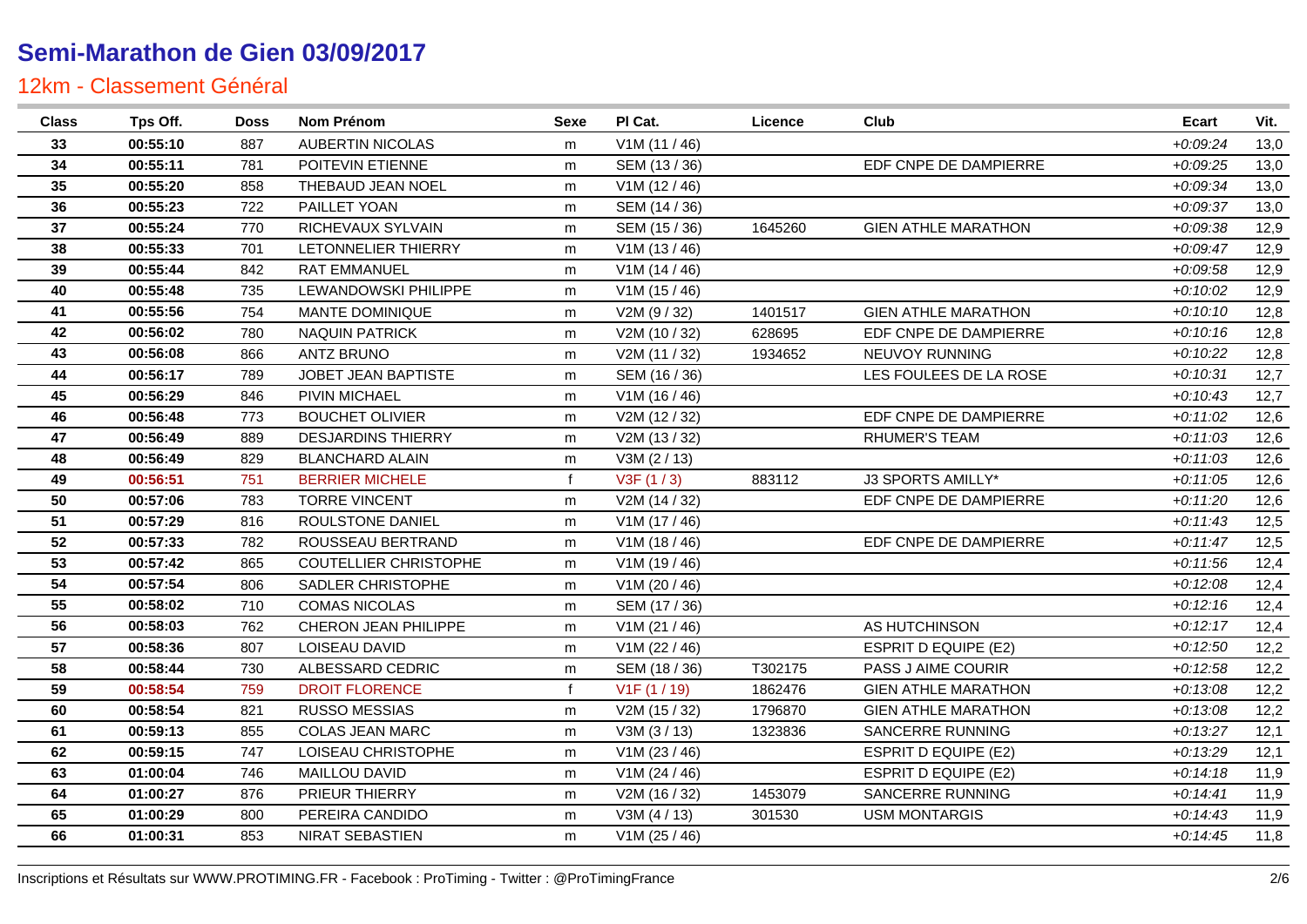# Semi-Marathon de Gien 03/09/2017

## 12km - Classement Général

| Class | Tps Off. | Doss | Nom Prénom | Sexe | Pl Cat. | Licence | Club | Ecart | Vit. |
|---|---|---|---|---|---|---|---|---|---|
| 33 | 00:55:10 | 887 | AUBERTIN NICOLAS | m | V1M (11 / 46) | | | +0:09:24 | 13,0 |
| 34 | 00:55:11 | 781 | POITEVIN ETIENNE | m | SEM (13 / 36) | | EDF CNPE DE DAMPIERRE | +0:09:25 | 13,0 |
| 35 | 00:55:20 | 858 | THEBAUD JEAN NOEL | m | V1M (12 / 46) | | | +0:09:34 | 13,0 |
| 36 | 00:55:23 | 722 | PAILLET YOAN | m | SEM (14 / 36) | | | +0:09:37 | 13,0 |
| 37 | 00:55:24 | 770 | RICHEVAUX SYLVAIN | m | SEM (15 / 36) | 1645260 | GIEN ATHLE MARATHON | +0:09:38 | 12,9 |
| 38 | 00:55:33 | 701 | LETONNELIER THIERRY | m | V1M (13 / 46) | | | +0:09:47 | 12,9 |
| 39 | 00:55:44 | 842 | RAT EMMANUEL | m | V1M (14 / 46) | | | +0:09:58 | 12,9 |
| 40 | 00:55:48 | 735 | LEWANDOWSKI PHILIPPE | m | V1M (15 / 46) | | | +0:10:02 | 12,9 |
| 41 | 00:55:56 | 754 | MANTE DOMINIQUE | m | V2M (9 / 32) | 1401517 | GIEN ATHLE MARATHON | +0:10:10 | 12,8 |
| 42 | 00:56:02 | 780 | NAQUIN PATRICK | m | V2M (10 / 32) | 628695 | EDF CNPE DE DAMPIERRE | +0:10:16 | 12,8 |
| 43 | 00:56:08 | 866 | ANTZ BRUNO | m | V2M (11 / 32) | 1934652 | NEUVOY RUNNING | +0:10:22 | 12,8 |
| 44 | 00:56:17 | 789 | JOBET JEAN BAPTISTE | m | SEM (16 / 36) | | LES FOULEES DE LA ROSE | +0:10:31 | 12,7 |
| 45 | 00:56:29 | 846 | PIVIN MICHAEL | m | V1M (16 / 46) | | | +0:10:43 | 12,7 |
| 46 | 00:56:48 | 773 | BOUCHET OLIVIER | m | V2M (12 / 32) | | EDF CNPE DE DAMPIERRE | +0:11:02 | 12,6 |
| 47 | 00:56:49 | 889 | DESJARDINS THIERRY | m | V2M (13 / 32) | | RHUMER'S TEAM | +0:11:03 | 12,6 |
| 48 | 00:56:49 | 829 | BLANCHARD ALAIN | m | V3M (2 / 13) | | | +0:11:03 | 12,6 |
| 49 | 00:56:51 | 751 | BERRIER MICHELE | f | V3F (1 / 3) | 883112 | J3 SPORTS AMILLY* | +0:11:05 | 12,6 |
| 50 | 00:57:06 | 783 | TORRE VINCENT | m | V2M (14 / 32) | | EDF CNPE DE DAMPIERRE | +0:11:20 | 12,6 |
| 51 | 00:57:29 | 816 | ROULSTONE DANIEL | m | V1M (17 / 46) | | | +0:11:43 | 12,5 |
| 52 | 00:57:33 | 782 | ROUSSEAU BERTRAND | m | V1M (18 / 46) | | EDF CNPE DE DAMPIERRE | +0:11:47 | 12,5 |
| 53 | 00:57:42 | 865 | COUTELLIER CHRISTOPHE | m | V1M (19 / 46) | | | +0:11:56 | 12,4 |
| 54 | 00:57:54 | 806 | SADLER CHRISTOPHE | m | V1M (20 / 46) | | | +0:12:08 | 12,4 |
| 55 | 00:58:02 | 710 | COMAS NICOLAS | m | SEM (17 / 36) | | | +0:12:16 | 12,4 |
| 56 | 00:58:03 | 762 | CHERON JEAN PHILIPPE | m | V1M (21 / 46) | | AS HUTCHINSON | +0:12:17 | 12,4 |
| 57 | 00:58:36 | 807 | LOISEAU DAVID | m | V1M (22 / 46) | | ESPRIT D EQUIPE (E2) | +0:12:50 | 12,2 |
| 58 | 00:58:44 | 730 | ALBESSARD CEDRIC | m | SEM (18 / 36) | T302175 | PASS J AIME COURIR | +0:12:58 | 12,2 |
| 59 | 00:58:54 | 759 | DROIT FLORENCE | f | V1F (1 / 19) | 1862476 | GIEN ATHLE MARATHON | +0:13:08 | 12,2 |
| 60 | 00:58:54 | 821 | RUSSO MESSIAS | m | V2M (15 / 32) | 1796870 | GIEN ATHLE MARATHON | +0:13:08 | 12,2 |
| 61 | 00:59:13 | 855 | COLAS JEAN MARC | m | V3M (3 / 13) | 1323836 | SANCERRE RUNNING | +0:13:27 | 12,1 |
| 62 | 00:59:15 | 747 | LOISEAU CHRISTOPHE | m | V1M (23 / 46) | | ESPRIT D EQUIPE (E2) | +0:13:29 | 12,1 |
| 63 | 01:00:04 | 746 | MAILLOU DAVID | m | V1M (24 / 46) | | ESPRIT D EQUIPE (E2) | +0:14:18 | 11,9 |
| 64 | 01:00:27 | 876 | PRIEUR THIERRY | m | V2M (16 / 32) | 1453079 | SANCERRE RUNNING | +0:14:41 | 11,9 |
| 65 | 01:00:29 | 800 | PEREIRA CANDIDO | m | V3M (4 / 13) | 301530 | USM MONTARGIS | +0:14:43 | 11,9 |
| 66 | 01:00:31 | 853 | NIRAT SEBASTIEN | m | V1M (25 / 46) | | | +0:14:45 | 11,8 |

Inscriptions et Résultats sur WWW.PROTIMING.FR - Facebook : ProTiming - Twitter : @ProTimingFrance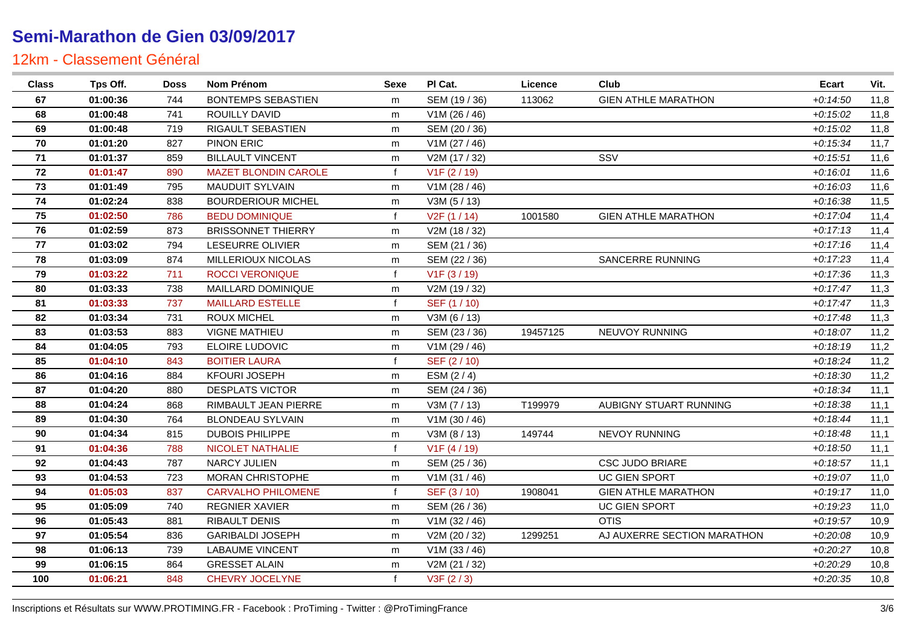# Semi-Marathon de Gien 03/09/2017

## 12km - Classement Général

| Class | Tps Off. | Doss | Nom Prénom | Sexe | Pl Cat. | Licence | Club | Ecart | Vit. |
|---|---|---|---|---|---|---|---|---|---|
| 67 | 01:00:36 | 744 | BONTEMPS SEBASTIEN | m | SEM (19 / 36) | 113062 | GIEN ATHLE MARATHON | +0:14:50 | 11,8 |
| 68 | 01:00:48 | 741 | ROUILLY DAVID | m | V1M (26 / 46) | | | +0:15:02 | 11,8 |
| 69 | 01:00:48 | 719 | RIGAULT SEBASTIEN | m | SEM (20 / 36) | | | +0:15:02 | 11,8 |
| 70 | 01:01:20 | 827 | PINON ERIC | m | V1M (27 / 46) | | | +0:15:34 | 11,7 |
| 71 | 01:01:37 | 859 | BILLAULT VINCENT | m | V2M (17 / 32) | | SSV | +0:15:51 | 11,6 |
| 72 | 01:01:47 | 890 | MAZET BLONDIN CAROLE | f | V1F (2 / 19) | | | +0:16:01 | 11,6 |
| 73 | 01:01:49 | 795 | MAUDUIT SYLVAIN | m | V1M (28 / 46) | | | +0:16:03 | 11,6 |
| 74 | 01:02:24 | 838 | BOURDERIOUR MICHEL | m | V3M (5 / 13) | | | +0:16:38 | 11,5 |
| 75 | 01:02:50 | 786 | BEDU DOMINIQUE | f | V2F (1 / 14) | 1001580 | GIEN ATHLE MARATHON | +0:17:04 | 11,4 |
| 76 | 01:02:59 | 873 | BRISSONNET THIERRY | m | V2M (18 / 32) | | | +0:17:13 | 11,4 |
| 77 | 01:03:02 | 794 | LESEURRE OLIVIER | m | SEM (21 / 36) | | | +0:17:16 | 11,4 |
| 78 | 01:03:09 | 874 | MILLERIOUX NICOLAS | m | SEM (22 / 36) | | SANCERRE RUNNING | +0:17:23 | 11,4 |
| 79 | 01:03:22 | 711 | ROCCI VERONIQUE | f | V1F (3 / 19) | | | +0:17:36 | 11,3 |
| 80 | 01:03:33 | 738 | MAILLARD DOMINIQUE | m | V2M (19 / 32) | | | +0:17:47 | 11,3 |
| 81 | 01:03:33 | 737 | MAILLARD ESTELLE | f | SEF (1 / 10) | | | +0:17:47 | 11,3 |
| 82 | 01:03:34 | 731 | ROUX MICHEL | m | V3M (6 / 13) | | | +0:17:48 | 11,3 |
| 83 | 01:03:53 | 883 | VIGNE MATHIEU | m | SEM (23 / 36) | 19457125 | NEUVOY RUNNING | +0:18:07 | 11,2 |
| 84 | 01:04:05 | 793 | ELOIRE LUDOVIC | m | V1M (29 / 46) | | | +0:18:19 | 11,2 |
| 85 | 01:04:10 | 843 | BOITIER LAURA | f | SEF (2 / 10) | | | +0:18:24 | 11,2 |
| 86 | 01:04:16 | 884 | KFOURI JOSEPH | m | ESM (2 / 4) | | | +0:18:30 | 11,2 |
| 87 | 01:04:20 | 880 | DESPLATS VICTOR | m | SEM (24 / 36) | | | +0:18:34 | 11,1 |
| 88 | 01:04:24 | 868 | RIMBAULT JEAN PIERRE | m | V3M (7 / 13) | T199979 | AUBIGNY STUART RUNNING | +0:18:38 | 11,1 |
| 89 | 01:04:30 | 764 | BLONDEAU SYLVAIN | m | V1M (30 / 46) | | | +0:18:44 | 11,1 |
| 90 | 01:04:34 | 815 | DUBOIS PHILIPPE | m | V3M (8 / 13) | 149744 | NEVOY RUNNING | +0:18:48 | 11,1 |
| 91 | 01:04:36 | 788 | NICOLET NATHALIE | f | V1F (4 / 19) | | | +0:18:50 | 11,1 |
| 92 | 01:04:43 | 787 | NARCY JULIEN | m | SEM (25 / 36) | | CSC JUDO BRIARE | +0:18:57 | 11,1 |
| 93 | 01:04:53 | 723 | MORAN CHRISTOPHE | m | V1M (31 / 46) | | UC GIEN SPORT | +0:19:07 | 11,0 |
| 94 | 01:05:03 | 837 | CARVALHO PHILOMENE | f | SEF (3 / 10) | 1908041 | GIEN ATHLE MARATHON | +0:19:17 | 11,0 |
| 95 | 01:05:09 | 740 | REGNIER XAVIER | m | SEM (26 / 36) | | UC GIEN SPORT | +0:19:23 | 11,0 |
| 96 | 01:05:43 | 881 | RIBAULT DENIS | m | V1M (32 / 46) | | OTIS | +0:19:57 | 10,9 |
| 97 | 01:05:54 | 836 | GARIBALDI JOSEPH | m | V2M (20 / 32) | 1299251 | AJ AUXERRE SECTION MARATHON | +0:20:08 | 10,9 |
| 98 | 01:06:13 | 739 | LABAUME VINCENT | m | V1M (33 / 46) | | | +0:20:27 | 10,8 |
| 99 | 01:06:15 | 864 | GRESSET ALAIN | m | V2M (21 / 32) | | | +0:20:29 | 10,8 |
| 100 | 01:06:21 | 848 | CHEVRY JOCELYNE | f | V3F (2 / 3) | | | +0:20:35 | 10,8 |

Inscriptions et Résultats sur WWW.PROTIMING.FR - Facebook : ProTiming - Twitter : @ProTimingFrance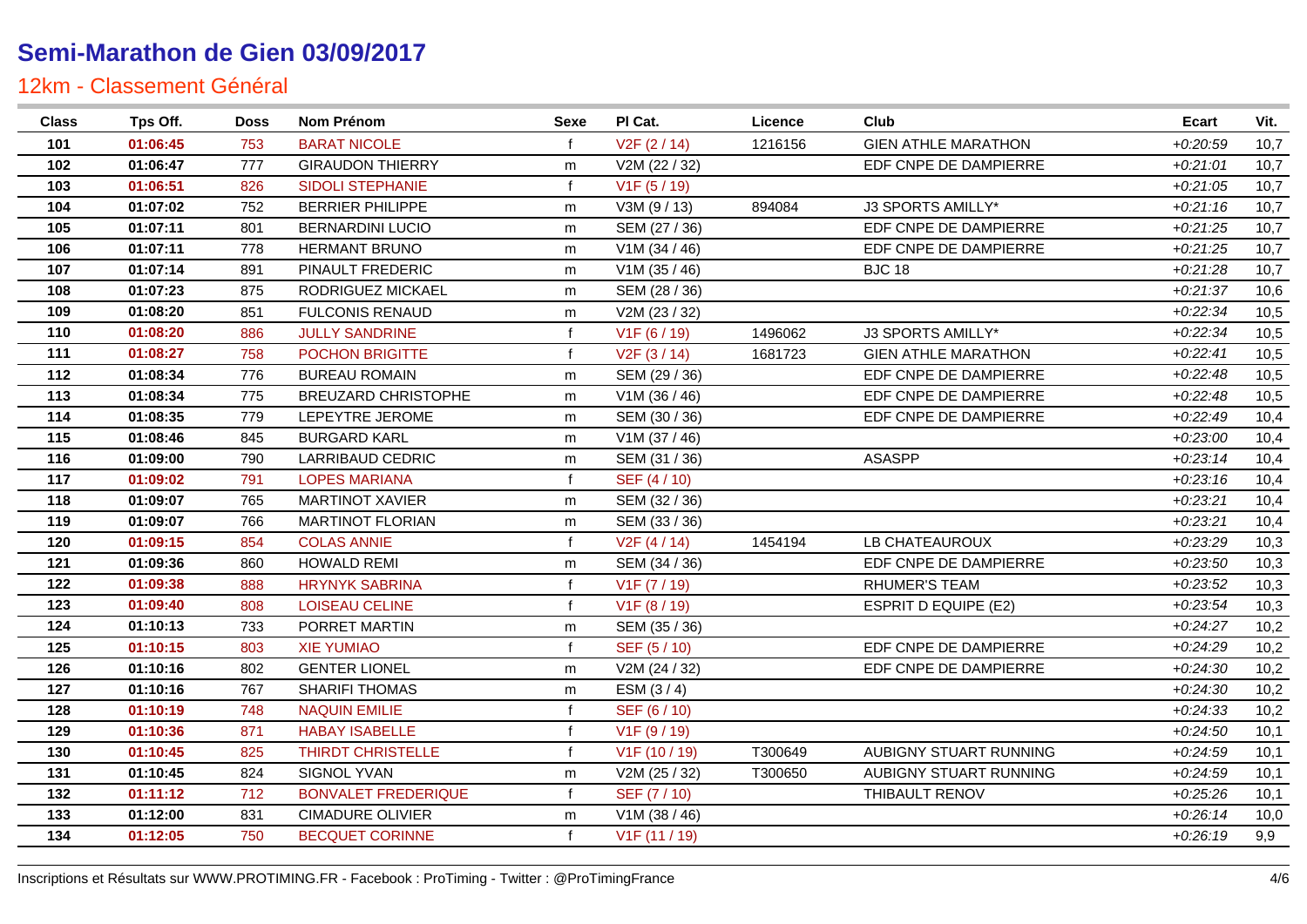# Semi-Marathon de Gien 03/09/2017

## 12km - Classement Général

| Class | Tps Off. | Doss | Nom Prénom | Sexe | Pl Cat. | Licence | Club | Ecart | Vit. |
|---|---|---|---|---|---|---|---|---|---|
| 101 | 01:06:45 | 753 | BARAT NICOLE | f | V2F (2 / 14) | 1216156 | GIEN ATHLE MARATHON | +0:20:59 | 10,7 |
| 102 | 01:06:47 | 777 | GIRAUDON THIERRY | m | V2M (22 / 32) | | EDF CNPE DE DAMPIERRE | +0:21:01 | 10,7 |
| 103 | 01:06:51 | 826 | SIDOLI STEPHANIE | f | V1F (5 / 19) | | | +0:21:05 | 10,7 |
| 104 | 01:07:02 | 752 | BERRIER PHILIPPE | m | V3M (9 / 13) | 894084 | J3 SPORTS AMILLY* | +0:21:16 | 10,7 |
| 105 | 01:07:11 | 801 | BERNARDINI LUCIO | m | SEM (27 / 36) | | EDF CNPE DE DAMPIERRE | +0:21:25 | 10,7 |
| 106 | 01:07:11 | 778 | HERMANT BRUNO | m | V1M (34 / 46) | | EDF CNPE DE DAMPIERRE | +0:21:25 | 10,7 |
| 107 | 01:07:14 | 891 | PINAULT FREDERIC | m | V1M (35 / 46) | | BJC 18 | +0:21:28 | 10,7 |
| 108 | 01:07:23 | 875 | RODRIGUEZ MICKAEL | m | SEM (28 / 36) | | | +0:21:37 | 10,6 |
| 109 | 01:08:20 | 851 | FULCONIS RENAUD | m | V2M (23 / 32) | | | +0:22:34 | 10,5 |
| 110 | 01:08:20 | 886 | JULLY SANDRINE | f | V1F (6 / 19) | 1496062 | J3 SPORTS AMILLY* | +0:22:34 | 10,5 |
| 111 | 01:08:27 | 758 | POCHON BRIGITTE | f | V2F (3 / 14) | 1681723 | GIEN ATHLE MARATHON | +0:22:41 | 10,5 |
| 112 | 01:08:34 | 776 | BUREAU ROMAIN | m | SEM (29 / 36) | | EDF CNPE DE DAMPIERRE | +0:22:48 | 10,5 |
| 113 | 01:08:34 | 775 | BREUZARD CHRISTOPHE | m | V1M (36 / 46) | | EDF CNPE DE DAMPIERRE | +0:22:48 | 10,5 |
| 114 | 01:08:35 | 779 | LEPEYTRE JEROME | m | SEM (30 / 36) | | EDF CNPE DE DAMPIERRE | +0:22:49 | 10,4 |
| 115 | 01:08:46 | 845 | BURGARD KARL | m | V1M (37 / 46) | | | +0:23:00 | 10,4 |
| 116 | 01:09:00 | 790 | LARRIBAUD CEDRIC | m | SEM (31 / 36) | | ASASPP | +0:23:14 | 10,4 |
| 117 | 01:09:02 | 791 | LOPES MARIANA | f | SEF (4 / 10) | | | +0:23:16 | 10,4 |
| 118 | 01:09:07 | 765 | MARTINOT XAVIER | m | SEM (32 / 36) | | | +0:23:21 | 10,4 |
| 119 | 01:09:07 | 766 | MARTINOT FLORIAN | m | SEM (33 / 36) | | | +0:23:21 | 10,4 |
| 120 | 01:09:15 | 854 | COLAS ANNIE | f | V2F (4 / 14) | 1454194 | LB CHATEAUROUX | +0:23:29 | 10,3 |
| 121 | 01:09:36 | 860 | HOWALD REMI | m | SEM (34 / 36) | | EDF CNPE DE DAMPIERRE | +0:23:50 | 10,3 |
| 122 | 01:09:38 | 888 | HRYNYK SABRINA | f | V1F (7 / 19) | | RHUMER'S TEAM | +0:23:52 | 10,3 |
| 123 | 01:09:40 | 808 | LOISEAU CELINE | f | V1F (8 / 19) | | ESPRIT D EQUIPE (E2) | +0:23:54 | 10,3 |
| 124 | 01:10:13 | 733 | PORRET MARTIN | m | SEM (35 / 36) | | | +0:24:27 | 10,2 |
| 125 | 01:10:15 | 803 | XIE YUMIAO | f | SEF (5 / 10) | | EDF CNPE DE DAMPIERRE | +0:24:29 | 10,2 |
| 126 | 01:10:16 | 802 | GENTER LIONEL | m | V2M (24 / 32) | | EDF CNPE DE DAMPIERRE | +0:24:30 | 10,2 |
| 127 | 01:10:16 | 767 | SHARIFI THOMAS | m | ESM (3 / 4) | | | +0:24:30 | 10,2 |
| 128 | 01:10:19 | 748 | NAQUIN EMILIE | f | SEF (6 / 10) | | | +0:24:33 | 10,2 |
| 129 | 01:10:36 | 871 | HABAY ISABELLE | f | V1F (9 / 19) | | | +0:24:50 | 10,1 |
| 130 | 01:10:45 | 825 | THIRDT CHRISTELLE | f | V1F (10 / 19) | T300649 | AUBIGNY STUART RUNNING | +0:24:59 | 10,1 |
| 131 | 01:10:45 | 824 | SIGNOL YVAN | m | V2M (25 / 32) | T300650 | AUBIGNY STUART RUNNING | +0:24:59 | 10,1 |
| 132 | 01:11:12 | 712 | BONVALET FREDERIQUE | f | SEF (7 / 10) | | THIBAULT RENOV | +0:25:26 | 10,1 |
| 133 | 01:12:00 | 831 | CIMADURE OLIVIER | m | V1M (38 / 46) | | | +0:26:14 | 10,0 |
| 134 | 01:12:05 | 750 | BECQUET CORINNE | f | V1F (11 / 19) | | | +0:26:19 | 9,9 |

Inscriptions et Résultats sur WWW.PROTIMING.FR - Facebook : ProTiming - Twitter : @ProTimingFrance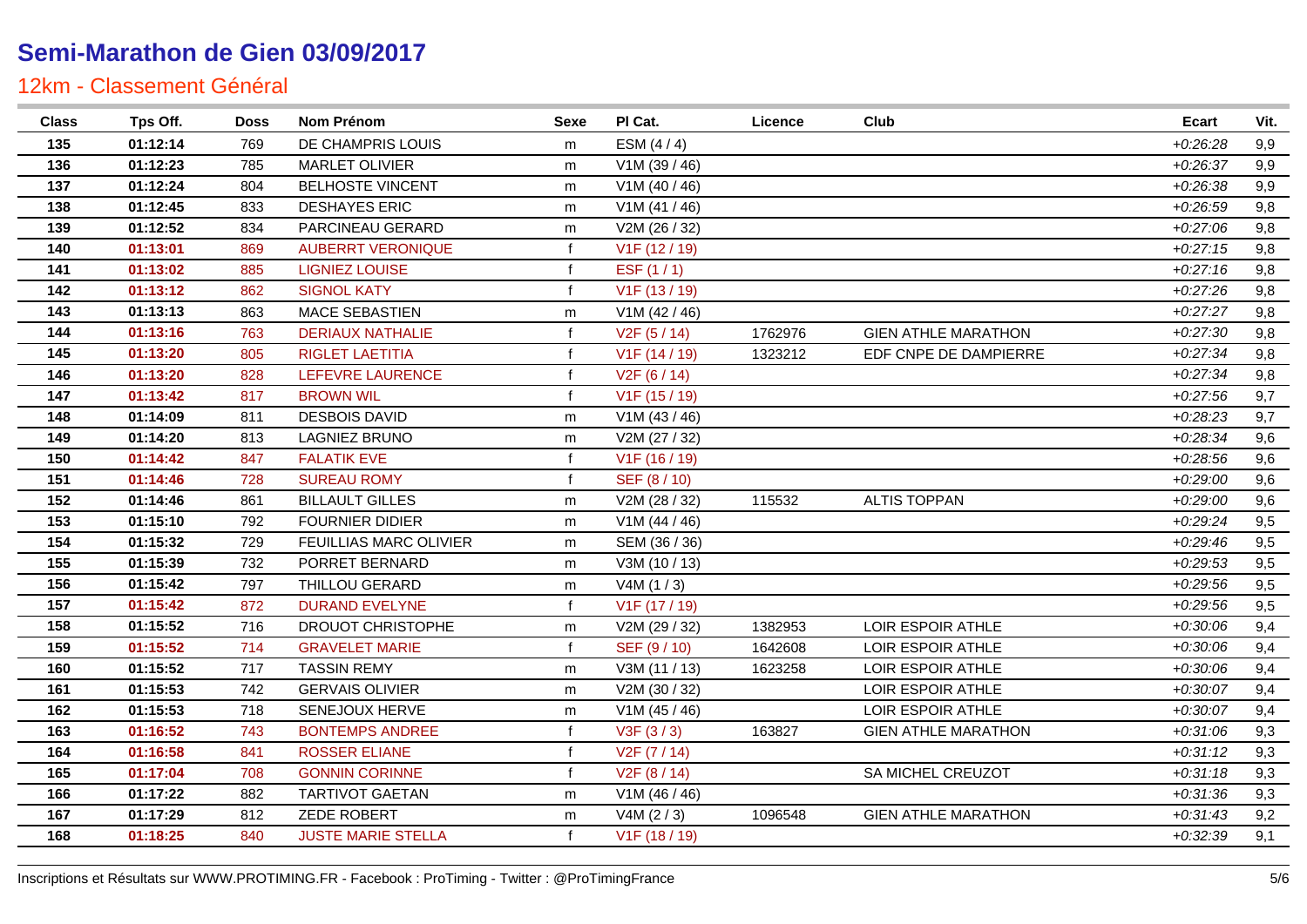# Semi-Marathon de Gien 03/09/2017

## 12km - Classement Général

| Class | Tps Off. | Doss | Nom Prénom | Sexe | Pl Cat. | Licence | Club | Ecart | Vit. |
|---|---|---|---|---|---|---|---|---|---|
| 135 | 01:12:14 | 769 | DE CHAMPRIS LOUIS | m | ESM (4 / 4) | | | +0:26:28 | 9,9 |
| 136 | 01:12:23 | 785 | MARLET OLIVIER | m | V1M (39 / 46) | | | +0:26:37 | 9,9 |
| 137 | 01:12:24 | 804 | BELHOSTE VINCENT | m | V1M (40 / 46) | | | +0:26:38 | 9,9 |
| 138 | 01:12:45 | 833 | DESHAYES ERIC | m | V1M (41 / 46) | | | +0:26:59 | 9,8 |
| 139 | 01:12:52 | 834 | PARCINEAU GERARD | m | V2M (26 / 32) | | | +0:27:06 | 9,8 |
| 140 | 01:13:01 | 869 | AUBERRT VERONIQUE | f | V1F (12 / 19) | | | +0:27:15 | 9,8 |
| 141 | 01:13:02 | 885 | LIGNIEZ LOUISE | f | ESF (1 / 1) | | | +0:27:16 | 9,8 |
| 142 | 01:13:12 | 862 | SIGNOL KATY | f | V1F (13 / 19) | | | +0:27:26 | 9,8 |
| 143 | 01:13:13 | 863 | MACE SEBASTIEN | m | V1M (42 / 46) | | | +0:27:27 | 9,8 |
| 144 | 01:13:16 | 763 | DERIAUX NATHALIE | f | V2F (5 / 14) | 1762976 | GIEN ATHLE MARATHON | +0:27:30 | 9,8 |
| 145 | 01:13:20 | 805 | RIGLET LAETITIA | f | V1F (14 / 19) | 1323212 | EDF CNPE DE DAMPIERRE | +0:27:34 | 9,8 |
| 146 | 01:13:20 | 828 | LEFEVRE LAURENCE | f | V2F (6 / 14) | | | +0:27:34 | 9,8 |
| 147 | 01:13:42 | 817 | BROWN WIL | f | V1F (15 / 19) | | | +0:27:56 | 9,7 |
| 148 | 01:14:09 | 811 | DESBOIS DAVID | m | V1M (43 / 46) | | | +0:28:23 | 9,7 |
| 149 | 01:14:20 | 813 | LAGNIEZ BRUNO | m | V2M (27 / 32) | | | +0:28:34 | 9,6 |
| 150 | 01:14:42 | 847 | FALATIK EVE | f | V1F (16 / 19) | | | +0:28:56 | 9,6 |
| 151 | 01:14:46 | 728 | SUREAU ROMY | f | SEF (8 / 10) | | | +0:29:00 | 9,6 |
| 152 | 01:14:46 | 861 | BILLAULT GILLES | m | V2M (28 / 32) | 115532 | ALTIS TOPPAN | +0:29:00 | 9,6 |
| 153 | 01:15:10 | 792 | FOURNIER DIDIER | m | V1M (44 / 46) | | | +0:29:24 | 9,5 |
| 154 | 01:15:32 | 729 | FEUILLIAS MARC OLIVIER | m | SEM (36 / 36) | | | +0:29:46 | 9,5 |
| 155 | 01:15:39 | 732 | PORRET BERNARD | m | V3M (10 / 13) | | | +0:29:53 | 9,5 |
| 156 | 01:15:42 | 797 | THILLOU GERARD | m | V4M (1 / 3) | | | +0:29:56 | 9,5 |
| 157 | 01:15:42 | 872 | DURAND EVELYNE | f | V1F (17 / 19) | | | +0:29:56 | 9,5 |
| 158 | 01:15:52 | 716 | DROUOT CHRISTOPHE | m | V2M (29 / 32) | 1382953 | LOIR ESPOIR ATHLE | +0:30:06 | 9,4 |
| 159 | 01:15:52 | 714 | GRAVELET MARIE | f | SEF (9 / 10) | 1642608 | LOIR ESPOIR ATHLE | +0:30:06 | 9,4 |
| 160 | 01:15:52 | 717 | TASSIN REMY | m | V3M (11 / 13) | 1623258 | LOIR ESPOIR ATHLE | +0:30:06 | 9,4 |
| 161 | 01:15:53 | 742 | GERVAIS OLIVIER | m | V2M (30 / 32) | | LOIR ESPOIR ATHLE | +0:30:07 | 9,4 |
| 162 | 01:15:53 | 718 | SENEJOUX HERVE | m | V1M (45 / 46) | | LOIR ESPOIR ATHLE | +0:30:07 | 9,4 |
| 163 | 01:16:52 | 743 | BONTEMPS ANDREE | f | V3F (3 / 3) | 163827 | GIEN ATHLE MARATHON | +0:31:06 | 9,3 |
| 164 | 01:16:58 | 841 | ROSSER ELIANE | f | V2F (7 / 14) | | | +0:31:12 | 9,3 |
| 165 | 01:17:04 | 708 | GONNIN CORINNE | f | V2F (8 / 14) | | SA MICHEL CREUZOT | +0:31:18 | 9,3 |
| 166 | 01:17:22 | 882 | TARTIVOT GAETAN | m | V1M (46 / 46) | | | +0:31:36 | 9,3 |
| 167 | 01:17:29 | 812 | ZEDE ROBERT | m | V4M (2 / 3) | 1096548 | GIEN ATHLE MARATHON | +0:31:43 | 9,2 |
| 168 | 01:18:25 | 840 | JUSTE MARIE STELLA | f | V1F (18 / 19) | | | +0:32:39 | 9,1 |

Inscriptions et Résultats sur WWW.PROTIMING.FR - Facebook : ProTiming - Twitter : @ProTimingFrance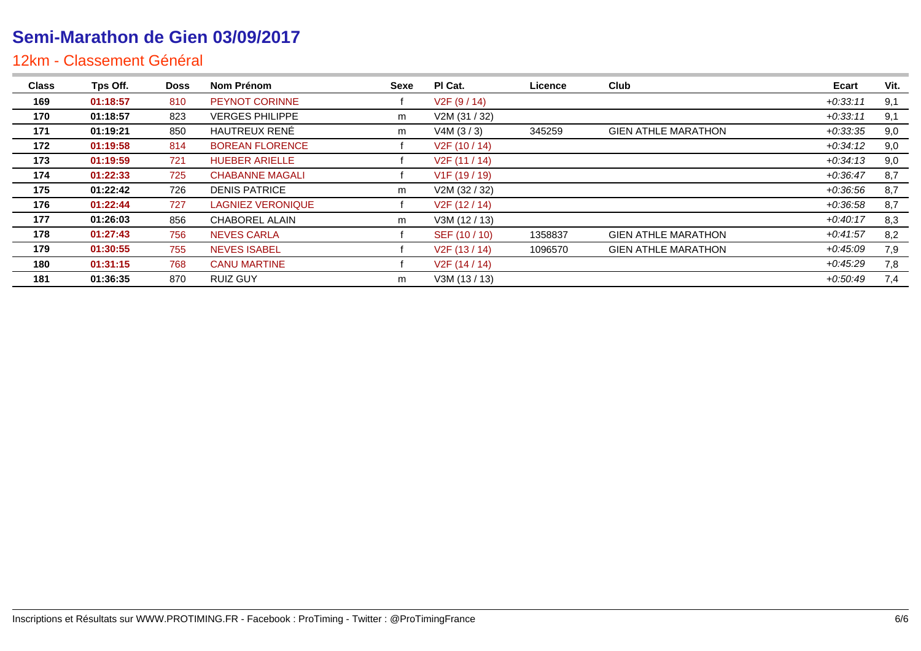# Semi-Marathon de Gien 03/09/2017

## 12km - Classement Général

| Class | Tps Off. | Doss | Nom Prénom | Sexe | Pl Cat. | Licence | Club | Ecart | Vit. |
|---|---|---|---|---|---|---|---|---|---|
| 169 | 01:18:57 | 810 | PEYNOT CORINNE | f | V2F (9 / 14) | | | +0:33:11 | 9,1 |
| 170 | 01:18:57 | 823 | VERGES PHILIPPE | m | V2M (31 / 32) | | | +0:33:11 | 9,1 |
| 171 | 01:19:21 | 850 | HAUTREUX RENÉ | m | V4M (3 / 3) | 345259 | GIEN ATHLE MARATHON | +0:33:35 | 9,0 |
| 172 | 01:19:58 | 814 | BOREAN FLORENCE | f | V2F (10 / 14) | | | +0:34:12 | 9,0 |
| 173 | 01:19:59 | 721 | HUEBER ARIELLE | f | V2F (11 / 14) | | | +0:34:13 | 9,0 |
| 174 | 01:22:33 | 725 | CHABANNE MAGALI | f | V1F (19 / 19) | | | +0:36:47 | 8,7 |
| 175 | 01:22:42 | 726 | DENIS PATRICE | m | V2M (32 / 32) | | | +0:36:56 | 8,7 |
| 176 | 01:22:44 | 727 | LAGNIEZ VERONIQUE | f | V2F (12 / 14) | | | +0:36:58 | 8,7 |
| 177 | 01:26:03 | 856 | CHABOREL ALAIN | m | V3M (12 / 13) | | | +0:40:17 | 8,3 |
| 178 | 01:27:43 | 756 | NEVES CARLA | f | SEF (10 / 10) | 1358837 | GIEN ATHLE MARATHON | +0:41:57 | 8,2 |
| 179 | 01:30:55 | 755 | NEVES ISABEL | f | V2F (13 / 14) | 1096570 | GIEN ATHLE MARATHON | +0:45:09 | 7,9 |
| 180 | 01:31:15 | 768 | CANU MARTINE | f | V2F (14 / 14) | | | +0:45:29 | 7,8 |
| 181 | 01:36:35 | 870 | RUIZ GUY | m | V3M (13 / 13) | | | +0:50:49 | 7,4 |

Inscriptions et Résultats sur WWW.PROTIMING.FR - Facebook : ProTiming - Twitter : @ProTimingFrance